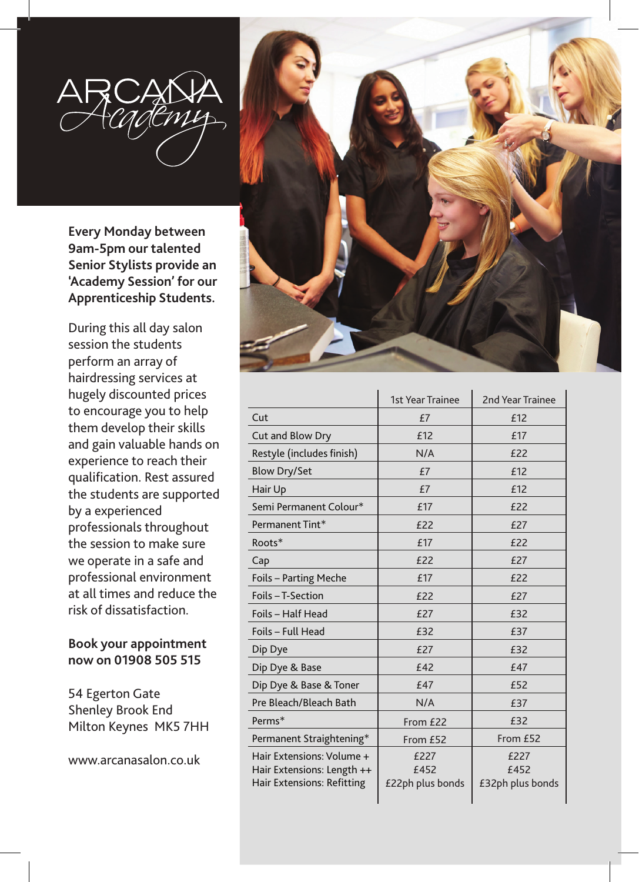# ARCANA Academy

**Every Monday between 9am-5pm our talented Senior Stylists provide an 'Academy Session' for our Apprenticeship Students.**

During this all day salon session the students perform an array of hairdressing services at hugely discounted prices to encourage you to help them develop their skills and gain valuable hands on experience to reach their qualification. Rest assured the students are supported by a experienced professionals throughout the session to make sure we operate in a safe and professional environment at all times and reduce the risk of dissatisfaction.

**Book your appointment now on 01908 505 515**

54 Egerton Gate
Shenley Brook End
Milton Keynes  MK5 7HH

www.arcanasalon.co.uk

| | 1st Year Trainee | 2nd Year Trainee |
|---|---|---|
| Cut | £7 | £12 |
| Cut and Blow Dry | £12 | £17 |
| Restyle (includes finish) | N/A | £22 |
| Blow Dry/Set | £7 | £12 |
| Hair Up | £7 | £12 |
| Semi Permanent Colour* | £17 | £22 |
| Permanent Tint* | £22 | £27 |
| Roots* | £17 | £22 |
| Cap | £22 | £27 |
| Foils – Parting Meche | £17 | £22 |
| Foils – T-Section | £22 | £27 |
| Foils – Half Head | £27 | £32 |
| Foils – Full Head | £32 | £37 |
| Dip Dye | £27 | £32 |
| Dip Dye & Base | £42 | £47 |
| Dip Dye & Base & Toner | £47 | £52 |
| Pre Bleach/Bleach Bath | N/A | £37 |
| Perms* | From £22 | £32 |
| Permanent Straightening* | From £52 | From £52 |
| Hair Extensions: Volume + | £227 | £227 |
| Hair Extensions: Length ++ | £452 | £452 |
| Hair Extensions: Refitting | £22ph plus bonds | £32ph plus bonds |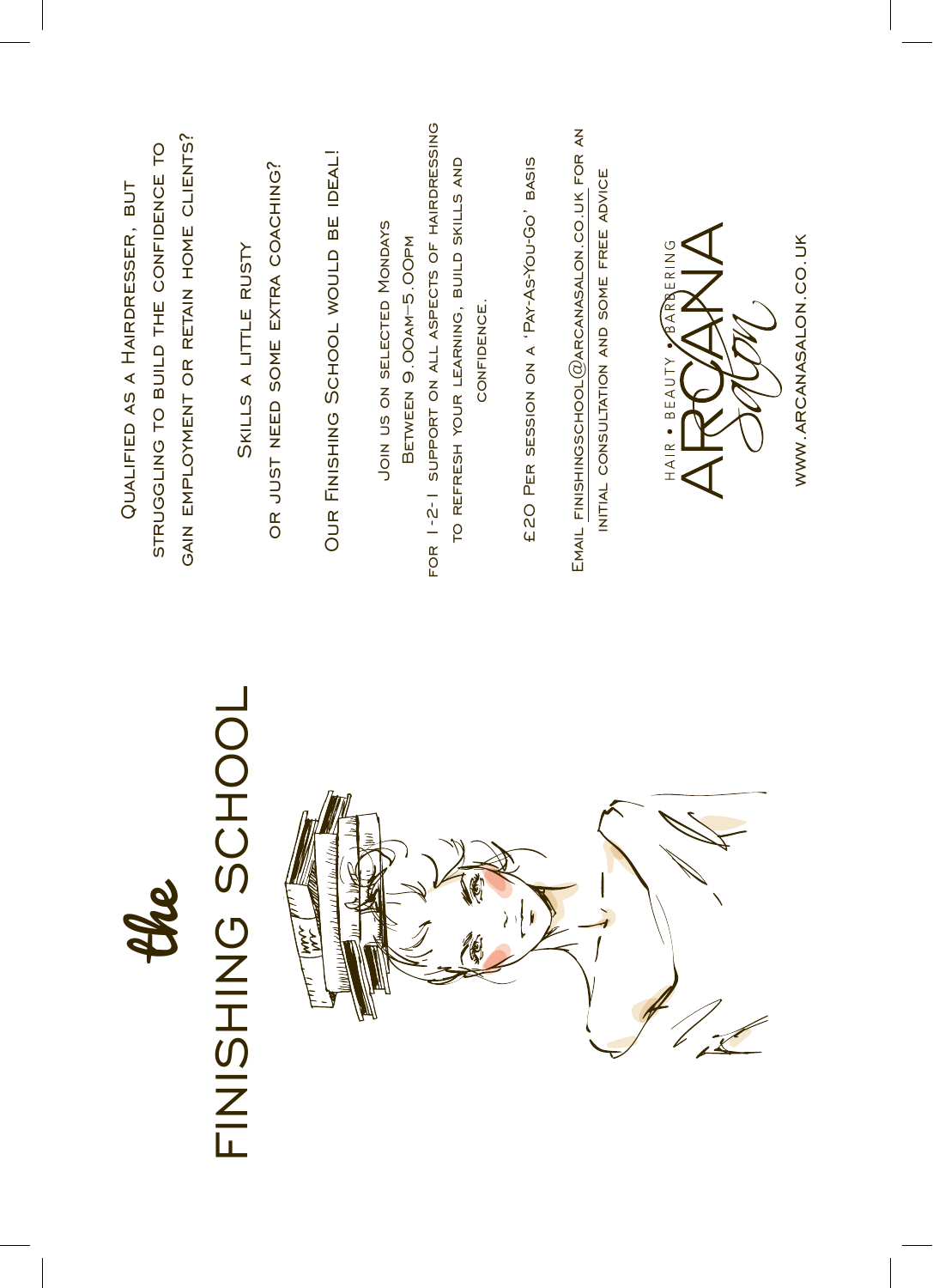# the FINISHING SCHOOL

Qualified as a Hairdresser, but struggling to build the confidence to gain employment or retain home clients?

Skills a little rusty or just need some extra coaching?

Our Finishing School would be ideal!

Join us on selected Mondays
Between 9.00am–5.00pm
for 1-2-1 support on all aspects of hairdressing to refresh your learning, build skills and confidence.

£20 Per session on a 'Pay-As-You-Go' basis

Email finishingschool@arcanasalon.co.uk for an initial consultation and some free advice

HAIR • BEAUTY • BARBERING
ARCANA Salon

www.arcanasalon.co.uk